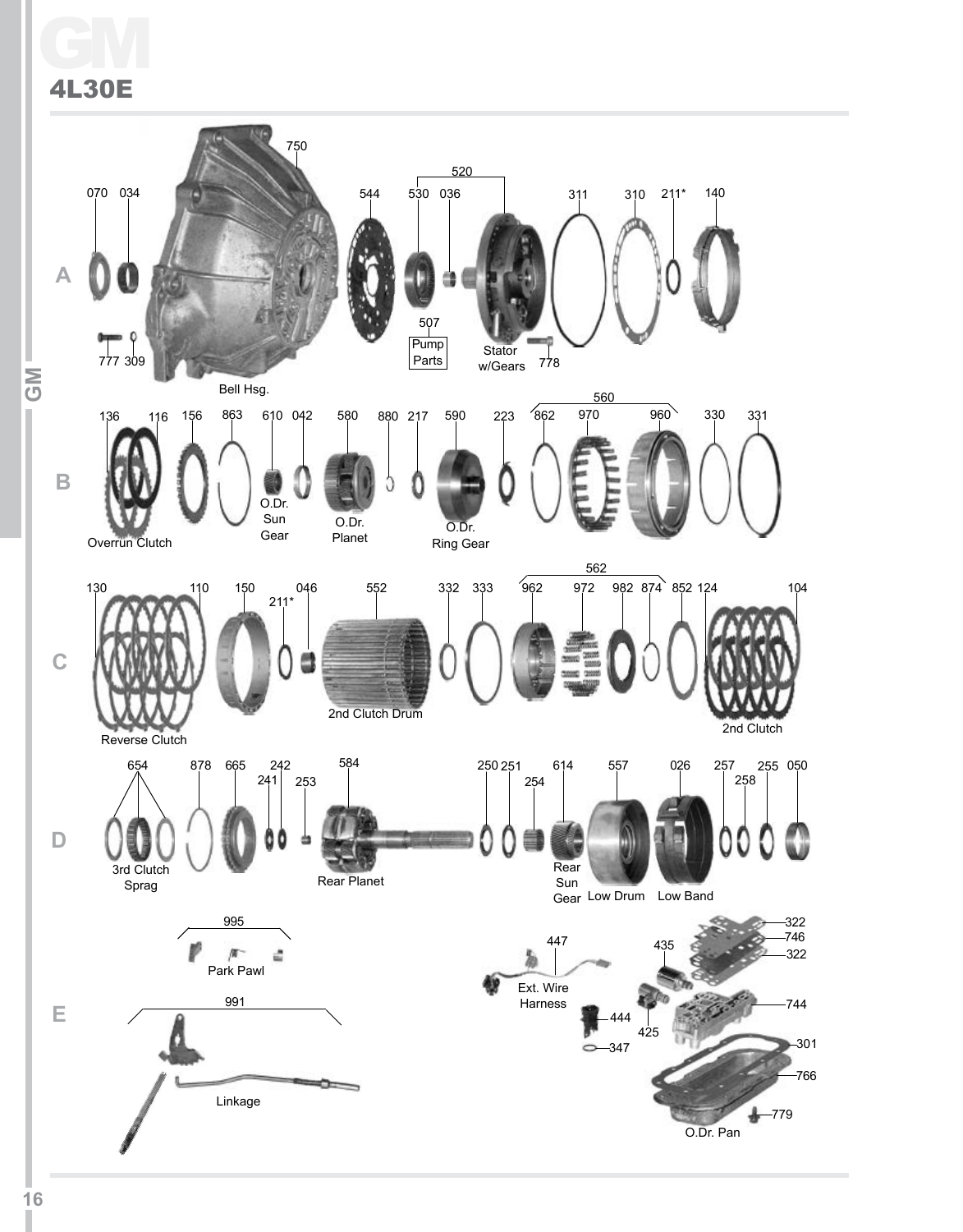# GM

## 4L30E

**A**

070 034 750 544 520 530 036 311 310 211* 140

777 309 Bell Hsg. 507 Pump Parts Stator w/Gears 778

**B**

136 116 156 863 610 042 580 880 217 590 223 560 862 970 960 330 331

Overrun Clutch O.Dr. Sun Gear O.Dr. Planet O.Dr. Ring Gear

**C**

130 110 150 211* 046 552 332 333 562 962 972 982 874 852 124 104

Reverse Clutch 2nd Clutch Drum 2nd Clutch

**D**

654 878 665 242 241 253 584 250 251 254 614 557 026 257 258 255 050

3rd Clutch Sprag Rear Planet Rear Sun Gear Low Drum Low Band

**E**

995 Park Pawl

991 Linkage

447 Ext. Wire Harness 444 347 435 425

322 746 322 744 301 766 779 O.Dr. Pan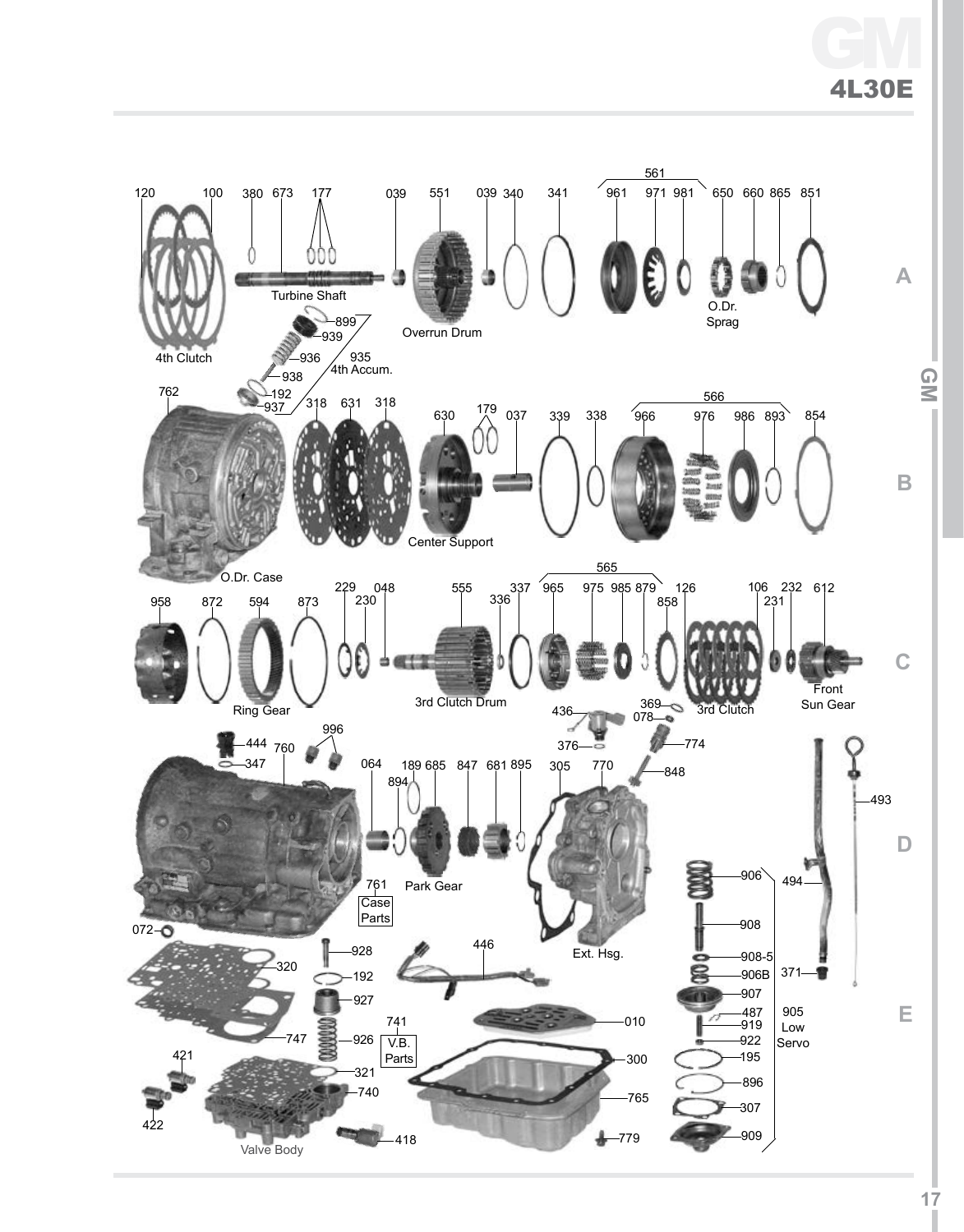# GM 4L30E

## A

- 120, 100 — 4th Clutch
- 380
- 673 — Turbine Shaft
- 177
- 039
- 551 — Overrun Drum
- 039
- 340
- 341
- 561: 961, 971, 981
- 650 — O.Dr. Sprag
- 660
- 865
- 851
- 899
- 939
- 936
- 938
- 192
- 937
- 935 — 4th Accum.

## B

- 762 — O.Dr. Case
- 318
- 631
- 318
- 630 — Center Support
- 179
- 037
- 339
- 338
- 566: 966, 976, 986, 893
- 854

## C

- 958
- 872
- 594 — Ring Gear
- 873
- 229
- 230
- 048
- 555 — 3rd Clutch Drum
- 336
- 337
- 565: 965, 975, 985, 879
- 858
- 126 — 3rd Clutch
- 106
- 231
- 232
- 612 — Front Sun Gear
- 369
- 078

## D

- 444
- 347
- 760
- 996
- 064
- 894
- 189
- 685 — Park Gear
- 847
- 681
- 895
- 761 — Case Parts
- 305
- 770 — Ext. Hsg.
- 436
- 376
- 774
- 848
- 072
- 906
- 908
- 908-5
- 906B
- 907
- 487
- 919
- 922
- 195
- 896
- 307
- 909
- 905 — Low Servo
- 494
- 371
- 493

## E

- 320
- 747
- 928
- 192
- 927
- 926
- 321
- 740 — Valve Body
- 421
- 422
- 418
- 741 — V.B. Parts
- 446
- 010
- 300
- 765
- 779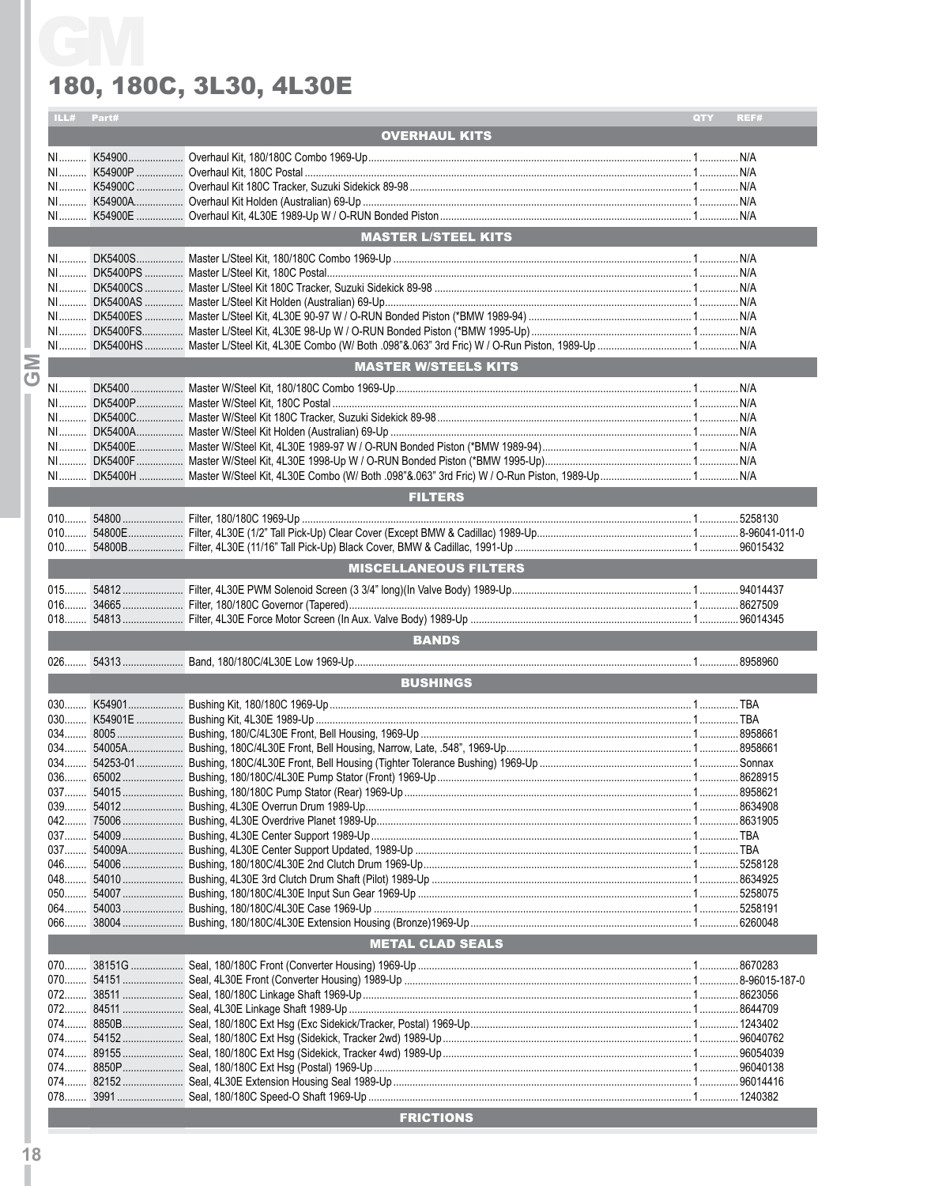# GM

## 180, 180C, 3L30, 4L30E

| ILL# | Part# | Description | QTY | REF# |
|---|---|---|---|---|
| | | **OVERHAUL KITS** | | |
| NI | K54900 | Overhaul Kit, 180/180C Combo 1969-Up | 1 | N/A |
| NI | K54900P | Overhaul Kit, 180C Postal | 1 | N/A |
| NI | K54900C | Overhaul Kit 180C Tracker, Suzuki Sidekick 89-98 | 1 | N/A |
| NI | K54900A | Overhaul Kit Holden (Australian) 69-Up | 1 | N/A |
| NI | K54900E | Overhaul Kit, 4L30E 1989-Up W / O-RUN Bonded Piston | 1 | N/A |
| | | **MASTER L/STEEL KITS** | | |
| NI | DK5400S | Master L/Steel Kit, 180/180C Combo 1969-Up | 1 | N/A |
| NI | DK5400PS | Master L/Steel Kit, 180C Postal | 1 | N/A |
| NI | DK5400CS | Master L/Steel Kit 180C Tracker, Suzuki Sidekick 89-98 | 1 | N/A |
| NI | DK5400AS | Master L/Steel Kit Holden (Australian) 69-Up | 1 | N/A |
| NI | DK5400ES | Master L/Steel Kit, 4L30E 90-97 W / O-RUN Bonded Piston (*BMW 1989-94) | 1 | N/A |
| NI | DK5400FS | Master L/Steel Kit, 4L30E 98-Up W / O-RUN Bonded Piston (*BMW 1995-Up) | 1 | N/A |
| NI | DK5400HS | Master L/Steel Kit, 4L30E Combo (W/ Both .098"&.063" 3rd Fric) W / O-Run Piston, 1989-Up | 1 | N/A |
| | | **MASTER W/STEELS KITS** | | |
| NI | DK5400 | Master W/Steel Kit, 180/180C Combo 1969-Up | 1 | N/A |
| NI | DK5400P | Master W/Steel Kit, 180C Postal | 1 | N/A |
| NI | DK5400C | Master W/Steel Kit 180C Tracker, Suzuki Sidekick 89-98 | 1 | N/A |
| NI | DK5400A | Master W/Steel Kit Holden (Australian) 69-Up | 1 | N/A |
| NI | DK5400E | Master W/Steel Kit, 4L30E 1989-97 W / O-RUN Bonded Piston (*BMW 1989-94) | 1 | N/A |
| NI | DK5400F | Master W/Steel Kit, 4L30E 1998-Up W / O-RUN Bonded Piston (*BMW 1995-Up) | 1 | N/A |
| NI | DK5400H | Master W/Steel Kit, 4L30E Combo (W/ Both .098"&.063" 3rd Fric) W / O-Run Piston, 1989-Up | 1 | N/A |
| | | **FILTERS** | | |
| 010 | 54800 | Filter, 180/180C 1969-Up | 1 | 5258130 |
| 010 | 54800E | Filter, 4L30E (1/2" Tall Pick-Up) Clear Cover (Except BMW & Cadillac) 1989-Up | 1 | 8-96041-011-0 |
| 010 | 54800B | Filter, 4L30E (11/16" Tall Pick-Up) Black Cover, BMW & Cadillac, 1991-Up | 1 | 96015432 |
| | | **MISCELLANEOUS FILTERS** | | |
| 015 | 54812 | Filter, 4L30E PWM Solenoid Screen (3 3/4" long)(In Valve Body) 1989-Up | 1 | 94014437 |
| 016 | 34665 | Filter, 180/180C Governor (Tapered) | 1 | 8627509 |
| 018 | 54813 | Filter, 4L30E Force Motor Screen (In Aux. Valve Body) 1989-Up | 1 | 96014345 |
| | | **BANDS** | | |
| 026 | 54313 | Band, 180/180C/4L30E Low 1969-Up | 1 | 8958960 |
| | | **BUSHINGS** | | |
| 030 | K54901 | Bushing Kit, 180/180C 1969-Up | 1 | TBA |
| 030 | K54901E | Bushing Kit, 4L30E 1989-Up | 1 | TBA |
| 034 | 8005 | Bushing, 180/C/4L30E Front, Bell Housing, 1969-Up | 1 | 8958661 |
| 034 | 54005A | Bushing, 180C/4L30E Front, Bell Housing, Narrow, Late, .548", 1969-Up | 1 | 8958661 |
| 034 | 54253-01 | Bushing, 180C/4L30E Front, Bell Housing (Tighter Tolerance Bushing) 1969-Up | 1 | Sonnax |
| 036 | 65002 | Bushing, 180/180C/4L30E Pump Stator (Front) 1969-Up | 1 | 8628915 |
| 037 | 54015 | Bushing, 180/180C Pump Stator (Rear) 1969-Up | 1 | 8958621 |
| 039 | 54012 | Bushing, 4L30E Overrun Drum 1989-Up | 1 | 8634908 |
| 042 | 75006 | Bushing, 4L30E Overdrive Planet 1989-Up | 1 | 8631905 |
| 037 | 54009 | Bushing, 4L30E Center Support 1989-Up | 1 | TBA |
| 037 | 54009A | Bushing, 4L30E Center Support Updated, 1989-Up | 1 | TBA |
| 046 | 54006 | Bushing, 180/180C/4L30E 2nd Clutch Drum 1969-Up | 1 | 5258128 |
| 048 | 54010 | Bushing, 4L30E 3rd Clutch Drum Shaft (Pilot) 1989-Up | 1 | 8634925 |
| 050 | 54007 | Bushing, 180/180C/4L30E Input Sun Gear 1969-Up | 1 | 5258075 |
| 064 | 54003 | Bushing, 180/180C/4L30E Case 1969-Up | 1 | 5258191 |
| 066 | 38004 | Bushing, 180/180C/4L30E Extension Housing (Bronze)1969-Up | 1 | 6260048 |
| | | **METAL CLAD SEALS** | | |
| 070 | 38151G | Seal, 180/180C Front (Converter Housing) 1969-Up | 1 | 8670283 |
| 070 | 54151 | Seal, 4L30E Front (Converter Housing) 1989-Up | 1 | 8-96015-187-0 |
| 072 | 38511 | Seal, 180/180C Linkage Shaft 1969-Up | 1 | 8623056 |
| 072 | 84511 | Seal, 4L30E Linkage Shaft 1989-Up | 1 | 8644709 |
| 074 | 8850B | Seal, 180/180C Ext Hsg (Exc Sidekick/Tracker, Postal) 1969-Up | 1 | 1243402 |
| 074 | 54152 | Seal, 180/180C Ext Hsg (Sidekick, Tracker 2wd) 1969-Up | 1 | 96040762 |
| 074 | 89155 | Seal, 180/180C Ext Hsg (Sidekick, Tracker 4wd) 1969-Up | 1 | 96054039 |
| 074 | 8850P | Seal, 180/180C Ext Hsg (Postal) 1969-Up | 1 | 96040138 |
| 074 | 82152 | Seal, 4L30E Extension Housing Seal 1989-Up | 1 | 96014416 |
| 078 | 3991 | Seal, 180/180C Speed-O Shaft 1969-Up | 1 | 1240382 |
| | | **FRICTIONS** | | |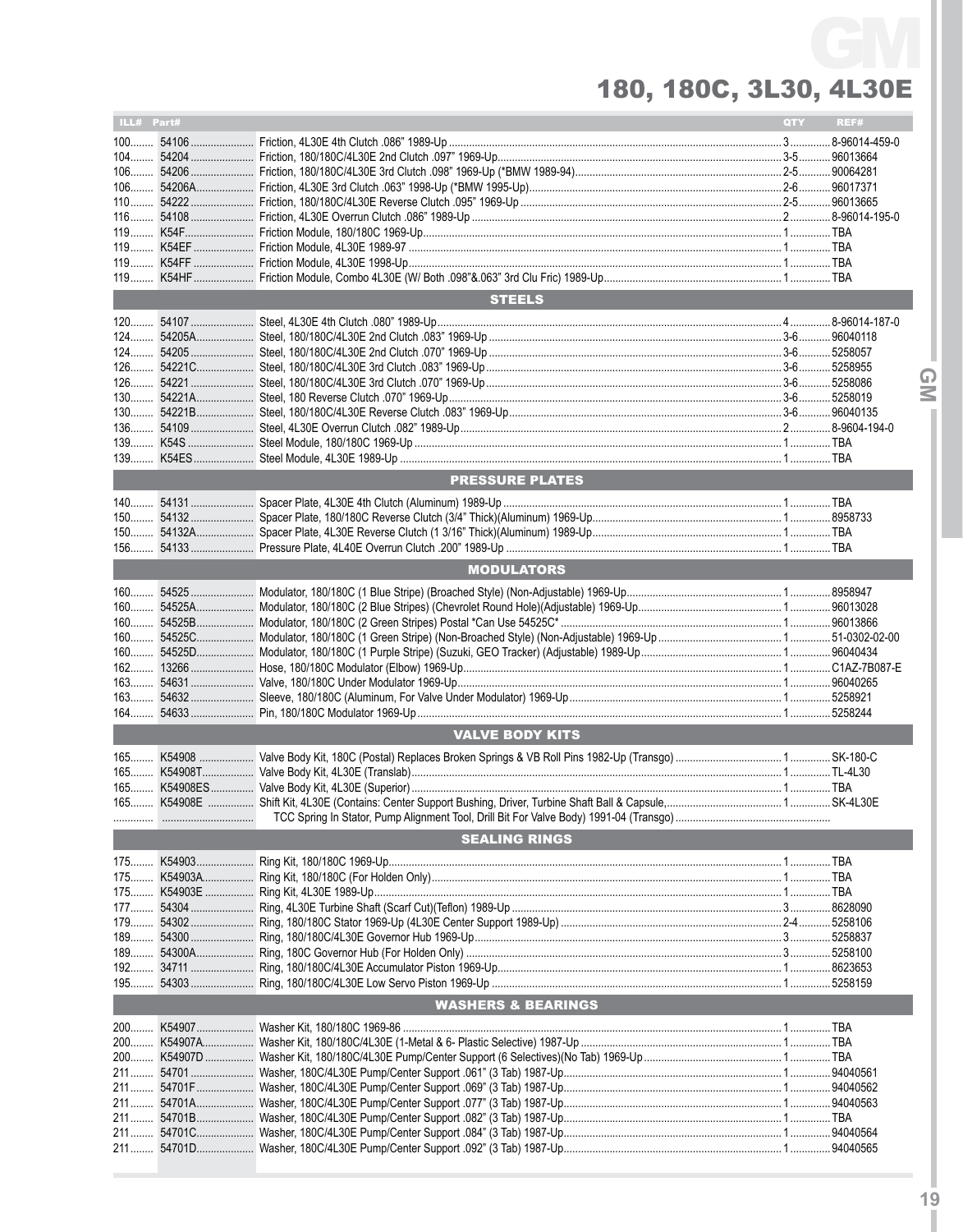# GM

## 180, 180C, 3L30, 4L30E

| ILL# | Part# | | QTY | REF# |
|---|---|---|---|---|
| 100 | 54106 | Friction, 4L30E 4th Clutch .086" 1989-Up | 3 | 8-96014-459-0 |
| 104 | 54204 | Friction, 180/180C/4L30E 2nd Clutch .097" 1969-Up | 3-5 | 96013664 |
| 106 | 54206 | Friction, 180/180C/4L30E 3rd Clutch .098" 1969-Up (*BMW 1989-94) | 2-5 | 90064281 |
| 106 | 54206A | Friction, 4L30E 3rd Clutch .063" 1998-Up (*BMW 1995-Up) | 2-6 | 96017371 |
| 110 | 54222 | Friction, 180/180C/4L30E Reverse Clutch .095" 1969-Up | 2-5 | 96013665 |
| 116 | 54108 | Friction, 4L30E Overrun Clutch .086" 1989-Up | 2 | 8-96014-195-0 |
| 119 | K54F | Friction Module, 180/180C 1969-Up | 1 | TBA |
| 119 | K54EF | Friction Module, 4L30E 1989-97 | 1 | TBA |
| 119 | K54FF | Friction Module, 4L30E 1998-Up | 1 | TBA |
| 119 | K54HF | Friction Module, Combo 4L30E (W/ Both .098"&.063" 3rd Clu Fric) 1989-Up | 1 | TBA |
| | | **STEELS** | | |
| 120 | 54107 | Steel, 4L30E 4th Clutch .080" 1989-Up | 4 | 8-96014-187-0 |
| 124 | 54205A | Steel, 180/180C/4L30E 2nd Clutch .083" 1969-Up | 3-6 | 96040118 |
| 124 | 54205 | Steel, 180/180C/4L30E 2nd Clutch .070" 1969-Up | 3-6 | 5258057 |
| 126 | 54221C | Steel, 180/180C/4L30E 3rd Clutch .083" 1969-Up | 3-6 | 5258955 |
| 126 | 54221 | Steel, 180/180C/4L30E 3rd Clutch .070" 1969-Up | 3-6 | 5258086 |
| 130 | 54221A | Steel, 180 Reverse Clutch .070" 1969-Up | 3-6 | 5258019 |
| 130 | 54221B | Steel, 180/180C/4L30E Reverse Clutch .083" 1969-Up | 3-6 | 96040135 |
| 136 | 54109 | Steel, 4L30E Overrun Clutch .082" 1989-Up | 2 | 8-9604-194-0 |
| 139 | K54S | Steel Module, 180/180C 1969-Up | 1 | TBA |
| 139 | K54ES | Steel Module, 4L30E 1989-Up | 1 | TBA |
| | | **PRESSURE PLATES** | | |
| 140 | 54131 | Spacer Plate, 4L30E 4th Clutch (Aluminum) 1989-Up | 1 | TBA |
| 150 | 54132 | Spacer Plate, 180/180C Reverse Clutch (3/4" Thick)(Aluminum) 1969-Up | 1 | 8958733 |
| 150 | 54132A | Spacer Plate, 4L30E Reverse Clutch (1 3/16" Thick)(Aluminum) 1989-Up | 1 | TBA |
| 156 | 54133 | Pressure Plate, 4L40E Overrun Clutch .200" 1989-Up | 1 | TBA |
| | | **MODULATORS** | | |
| 160 | 54525 | Modulator, 180/180C (1 Blue Stripe) (Broached Style) (Non-Adjustable) 1969-Up | 1 | 8958947 |
| 160 | 54525A | Modulator, 180/180C (2 Blue Stripes) (Chevrolet Round Hole)(Adjustable) 1969-Up | 1 | 96013028 |
| 160 | 54525B | Modulator, 180/180C (2 Green Stripes) Postal *Can Use 54525C* | 1 | 96013866 |
| 160 | 54525C | Modulator, 180/180C (1 Green Stripe) (Non-Broached Style) (Non-Adjustable) 1969-Up | 1 | 51-0302-02-00 |
| 160 | 54525D | Modulator, 180/180C (1 Purple Stripe) (Suzuki, GEO Tracker) (Adjustable) 1989-Up | 1 | 96040434 |
| 162 | 13266 | Hose, 180/180C Modulator (Elbow) 1969-Up | 1 | C1AZ-7B087-E |
| 163 | 54631 | Valve, 180/180C Under Modulator 1969-Up | 1 | 96040265 |
| 163 | 54632 | Sleeve, 180/180C (Aluminum, For Valve Under Modulator) 1969-Up | 1 | 5258921 |
| 164 | 54633 | Pin, 180/180C Modulator 1969-Up | 1 | 5258244 |
| | | **VALVE BODY KITS** | | |
| 165 | K54908 | Valve Body Kit, 180C (Postal) Replaces Broken Springs & VB Roll Pins 1982-Up (Transgo) | 1 | SK-180-C |
| 165 | K54908T | Valve Body Kit, 4L30E (Translab) | 1 | TL-4L30 |
| 165 | K54908ES | Valve Body Kit, 4L30E (Superior) | 1 | TBA |
| 165 | K54908E | Shift Kit, 4L30E (Contains: Center Support Bushing, Driver, Turbine Shaft Ball & Capsule, TCC Spring In Stator, Pump Alignment Tool, Drill Bit For Valve Body) 1991-04 (Transgo) | 1 | SK-4L30E |
| | | **SEALING RINGS** | | |
| 175 | K54903 | Ring Kit, 180/180C 1969-Up | 1 | TBA |
| 175 | K54903A | Ring Kit, 180/180C (For Holden Only) | 1 | TBA |
| 175 | K54903E | Ring Kit, 4L30E 1989-Up | 1 | TBA |
| 177 | 54304 | Ring, 4L30E Turbine Shaft (Scarf Cut)(Teflon) 1989-Up | 3 | 8628090 |
| 179 | 54302 | Ring, 180/180C Stator 1969-Up (4L30E Center Support 1989-Up) | 2-4 | 5258106 |
| 189 | 54300 | Ring, 180/180C/4L30E Governor Hub 1969-Up | 3 | 5258837 |
| 189 | 54300A | Ring, 180C Governor Hub (For Holden Only) | 3 | 5258100 |
| 192 | 34711 | Ring, 180/180C/4L30E Accumulator Piston 1969-Up | 1 | 8623653 |
| 195 | 54303 | Ring, 180/180C/4L30E Low Servo Piston 1969-Up | 1 | 5258159 |
| | | **WASHERS & BEARINGS** | | |
| 200 | K54907 | Washer Kit, 180/180C 1969-86 | 1 | TBA |
| 200 | K54907A | Washer Kit, 180/180C/4L30E (1-Metal & 6- Plastic Selective) 1987-Up | 1 | TBA |
| 200 | K54907D | Washer Kit, 180/180C/4L30E Pump/Center Support (6 Selectives)(No Tab) 1969-Up | 1 | TBA |
| 211 | 54701 | Washer, 180C/4L30E Pump/Center Support .061" (3 Tab) 1987-Up | 1 | 94040561 |
| 211 | 54701F | Washer, 180C/4L30E Pump/Center Support .069" (3 Tab) 1987-Up | 1 | 94040562 |
| 211 | 54701A | Washer, 180C/4L30E Pump/Center Support .077" (3 Tab) 1987-Up | 1 | 94040563 |
| 211 | 54701B | Washer, 180C/4L30E Pump/Center Support .082" (3 Tab) 1987-Up | 1 | TBA |
| 211 | 54701C | Washer, 180C/4L30E Pump/Center Support .084" (3 Tab) 1987-Up | 1 | 94040564 |
| 211 | 54701D | Washer, 180C/4L30E Pump/Center Support .092" (3 Tab) 1987-Up | 1 | 94040565 |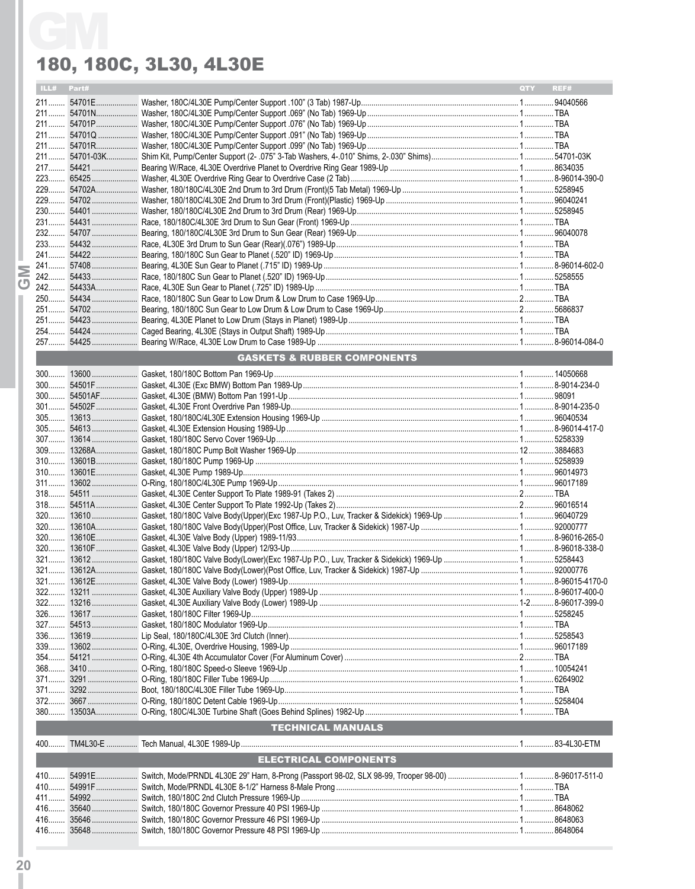# 180, 180C, 3L30, 4L30E

| ILL# | Part# | | QTY | REF# |
|---|---|---|---|---|
| 211 | 54701E | Washer, 180C/4L30E Pump/Center Support .100" (3 Tab) 1987-Up | 1 | 94040566 |
| 211 | 54701N | Washer, 180C/4L30E Pump/Center Support .069" (No Tab) 1969-Up | 1 | TBA |
| 211 | 54701P | Washer, 180C/4L30E Pump/Center Support .076" (No Tab) 1969-Up | 1 | TBA |
| 211 | 54701Q | Washer, 180C/4L30E Pump/Center Support .091" (No Tab) 1969-Up | 1 | TBA |
| 211 | 54701R | Washer, 180C/4L30E Pump/Center Support .099" (No Tab) 1969-Up | 1 | TBA |
| 211 | 54701-03K | Shim Kit, Pump/Center Support (2- .075" 3-Tab Washers, 4-.010" Shims, 2-.030" Shims) | 1 | 54701-03K |
| 217 | 54421 | Bearing W/Race, 4L30E Overdrive Planet to Overdrive Ring Gear 1989-Up | 1 | 8634035 |
| 223 | 65425 | Washer, 4L30E Overdrive Ring Gear to Overdrive Case (2 Tab) | 1 | 8-96014-390-0 |
| 229 | 54702A | Washer, 180/180C/4L30E 2nd Drum to 3rd Drum (Front)(5 Tab Metal) 1969-Up | 1 | 5258945 |
| 229 | 54702 | Washer, 180/180C/4L30E 2nd Drum to 3rd Drum (Front)(Plastic) 1969-Up | 1 | 96040241 |
| 230 | 54401 | Washer, 180/180C/4L30E 2nd Drum to 3rd Drum (Rear) 1969-Up | 1 | 5258945 |
| 231 | 54431 | Race, 180/180C/4L30E 3rd Drum to Sun Gear (Front) 1969-Up | 1 | TBA |
| 232 | 54707 | Bearing, 180/180C/4L30E 3rd Drum to Sun Gear (Rear) 1969-Up | 1 | 96040078 |
| 233 | 54432 | Race, 4L30E 3rd Drum to Sun Gear (Rear)(.076") 1989-Up | 1 | TBA |
| 241 | 54422 | Bearing, 180/180C Sun Gear to Planet (.520" ID) 1969-Up | 1 | TBA |
| 241 | 57408 | Bearing, 4L30E Sun Gear to Planet (.715" ID) 1989-Up | 1 | 8-96014-602-0 |
| 242 | 54433 | Race, 180/180C Sun Gear to Planet (.520" ID) 1969-Up | 1 | 5258555 |
| 242 | 54433A | Race, 4L30E Sun Gear to Planet (.725" ID) 1989-Up | 1 | TBA |
| 250 | 54434 | Race, 180/180C Sun Gear to Low Drum & Low Drum to Case 1969-Up | 2 | TBA |
| 251 | 54702 | Bearing, 180/180C Sun Gear to Low Drum & Low Drum to Case 1969-Up | 2 | 5686837 |
| 251 | 54423 | Bearing, 4L30E Planet to Low Drum (Stays in Planet) 1989-Up | 1 | TBA |
| 254 | 54424 | Caged Bearing, 4L30E (Stays in Output Shaft) 1989-Up | 1 | TBA |
| 257 | 54425 | Bearing W/Race, 4L30E Low Drum to Case 1989-Up | 1 | 8-96014-084-0 |
| | | **GASKETS & RUBBER COMPONENTS** | | |
| 300 | 13600 | Gasket, 180/180C Bottom Pan 1969-Up | 1 | 14050668 |
| 300 | 54501F | Gasket, 4L30E (Exc BMW) Bottom Pan 1989-Up | 1 | 8-9014-234-0 |
| 300 | 54501AF | Gasket, 4L30E (BMW) Bottom Pan 1991-Up | 1 | 98091 |
| 301 | 54502F | Gasket, 4L30E Front Overdrive Pan 1989-Up | 1 | 8-9014-235-0 |
| 305 | 13613 | Gasket, 180/180C/4L30E Extension Housing 1969-Up | 1 | 96040534 |
| 305 | 54613 | Gasket, 4L30E Extension Housing 1989-Up | 1 | 8-96014-417-0 |
| 307 | 13614 | Gasket, 180/180C Servo Cover 1969-Up | 1 | 5258339 |
| 309 | 13268A | Gasket, 180/180C Pump Bolt Washer 1969-Up | 12 | 3884683 |
| 310 | 13601B | Gasket, 180/180C Pump 1969-Up | 1 | 5258939 |
| 310 | 13601E | Gasket, 4L30E Pump 1989-Up | 1 | 96014973 |
| 311 | 13602 | O-Ring, 180/180C/4L30E Pump 1969-Up | 1 | 96017189 |
| 318 | 54511 | Gasket, 4L30E Center Support To Plate 1989-91 (Takes 2) | 2 | TBA |
| 318 | 54511A | Gasket, 4L30E Center Support To Plate 1992-Up (Takes 2) | 2 | 96016514 |
| 320 | 13610 | Gasket, 180/180C Valve Body(Upper)(Exc 1987-Up P.O., Luv, Tracker & Sidekick) 1969-Up | 1 | 96040729 |
| 320 | 13610A | Gasket, 180/180C Valve Body(Upper)(Post Office, Luv, Tracker & Sidekick) 1987-Up | 1 | 92000777 |
| 320 | 13610E | Gasket, 4L30E Valve Body (Upper) 1989-11/93 | 1 | 8-96016-265-0 |
| 320 | 13610F | Gasket, 4L30E Valve Body (Upper) 12/93-Up | 1 | 8-96018-338-0 |
| 321 | 13612 | Gasket, 180/180C Valve Body(Lower)(Exc 1987-Up P.O., Luv, Tracker & Sidekick) 1969-Up | 1 | 5258443 |
| 321 | 13612A | Gasket, 180/180C Valve Body(Lower)(Post Office, Luv, Tracker & Sidekick) 1987-Up | 1 | 92000776 |
| 321 | 13612E | Gasket, 4L30E Valve Body (Lower) 1989-Up | 1 | 8-96015-4170-0 |
| 322 | 13211 | Gasket, 4L30E Auxiliary Valve Body (Upper) 1989-Up | 1 | 8-96017-400-0 |
| 322 | 13216 | Gasket, 4L30E Auxiliary Valve Body (Lower) 1989-Up | 1-2 | 8-96017-399-0 |
| 326 | 13617 | Gasket, 180/180C Filter 1969-Up | 1 | 5258245 |
| 327 | 54513 | Gasket, 180/180C Modulator 1969-Up | 1 | TBA |
| 336 | 13619 | Lip Seal, 180/180C/4L30E 3rd Clutch (Inner) | 1 | 5258543 |
| 339 | 13602 | O-Ring, 4L30E, Overdrive Housing, 1989-Up | 1 | 96017189 |
| 354 | 54121 | O-Ring, 4L30E 4th Accumulator Cover (For Aluminum Cover) | 2 | TBA |
| 368 | 3410 | O-Ring, 180/180C Speed-o Sleeve 1969-Up | 1 | 10054241 |
| 371 | 3291 | O-Ring, 180/180C Filler Tube 1969-Up | 1 | 6264902 |
| 371 | 3292 | Boot, 180/180C/4L30E Filler Tube 1969-Up | 1 | TBA |
| 372 | 3667 | O-Ring, 180/180C Detent Cable 1969-Up | 1 | 5258404 |
| 380 | 13503A | O-Ring, 180C/4L30E Turbine Shaft (Goes Behind Splines) 1982-Up | 1 | TBA |
| | | **TECHNICAL MANUALS** | | |
| 400 | TM4L30-E | Tech Manual, 4L30E 1989-Up | 1 | 83-4L30-ETM |
| | | **ELECTRICAL COMPONENTS** | | |
| 410 | 54991E | Switch, Mode/PRNDL 4L30E 29" Harn, 8-Prong (Passport 98-02, SLX 98-99, Trooper 98-00) | 1 | 8-96017-511-0 |
| 410 | 54991F | Switch, Mode/PRNDL 4L30E 8-1/2" Harness 8-Male Prong | 1 | TBA |
| 411 | 54992 | Switch, 180/180C 2nd Clutch Pressure 1969-Up | 1 | TBA |
| 416 | 35640 | Switch, 180/180C Governor Pressure 40 PSI 1969-Up | 1 | 8648062 |
| 416 | 35646 | Switch, 180/180C Governor Pressure 46 PSI 1969-Up | 1 | 8648063 |
| 416 | 35648 | Switch, 180/180C Governor Pressure 48 PSI 1969-Up | 1 | 8648064 |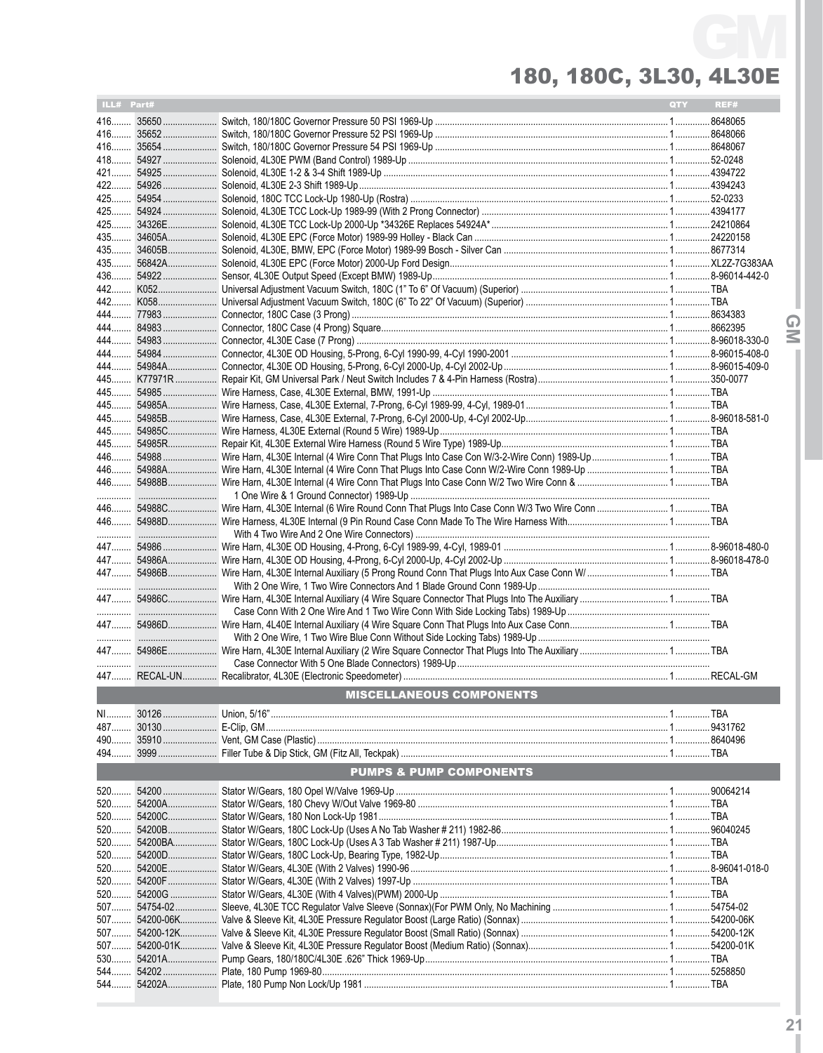# 180, 180C, 3L30, 4L30E

| ILL# | Part# | | QTY | REF# |
|---|---|---|---|---|
| 416 | 35650 | Switch, 180/180C Governor Pressure 50 PSI 1969-Up | 1 | 8648065 |
| 416 | 35652 | Switch, 180/180C Governor Pressure 52 PSI 1969-Up | 1 | 8648066 |
| 416 | 35654 | Switch, 180/180C Governor Pressure 54 PSI 1969-Up | 1 | 8648067 |
| 418 | 54927 | Solenoid, 4L30E PWM (Band Control) 1989-Up | 1 | 52-0248 |
| 421 | 54925 | Solenoid, 4L30E 1-2 & 3-4 Shift 1989-Up | 1 | 4394722 |
| 422 | 54926 | Solenoid, 4L30E 2-3 Shift 1989-Up | 1 | 4394243 |
| 425 | 54954 | Solenoid, 180C TCC Lock-Up 1980-Up (Rostra) | 1 | 52-0233 |
| 425 | 54924 | Solenoid, 4L30E TCC Lock-Up 1989-99 (With 2 Prong Connector) | 1 | 4394177 |
| 425 | 34326E | Solenoid, 4L30E TCC Lock-Up 2000-Up *34326E Replaces 54924A* | 1 | 24210864 |
| 435 | 34605A | Solenoid, 4L30E EPC (Force Motor) 1989-99 Holley - Black Can | 1 | 24220158 |
| 435 | 34605B | Solenoid, 4L30E, BMW, EPC (Force Motor) 1989-99 Bosch - Silver Can | 1 | 8677314 |
| 435 | 56842A | Solenoid, 4L30E EPC (Force Motor) 2000-Up Ford Design | 1 | XL2Z-7G383AA |
| 436 | 54922 | Sensor, 4L30E Output Speed (Except BMW) 1989-Up | 1 | 8-96014-442-0 |
| 442 | K052 | Universal Adjustment Vacuum Switch, 180C (1" To 6" Of Vacuum) (Superior) | 1 | TBA |
| 442 | K058 | Universal Adjustment Vacuum Switch, 180C (6" To 22" Of Vacuum) (Superior) | 1 | TBA |
| 444 | 77983 | Connector, 180C Case (3 Prong) | 1 | 8634383 |
| 444 | 84983 | Connector, 180C Case (4 Prong) Square | 1 | 8662395 |
| 444 | 54983 | Connector, 4L30E Case (7 Prong) | 1 | 8-96018-330-0 |
| 444 | 54984 | Connector, 4L30E OD Housing, 5-Prong, 6-Cyl 1990-99, 4-Cyl 1990-2001 | 1 | 8-96015-408-0 |
| 444 | 54984A | Connector, 4L30E OD Housing, 5-Prong, 6-Cyl 2000-Up, 4-Cyl 2002-Up | 1 | 8-96015-409-0 |
| 445 | K77971R | Repair Kit, GM Universal Park / Neut Switch Includes 7 & 4-Pin Harness (Rostra) | 1 | 350-0077 |
| 445 | 54985 | Wire Harness, Case, 4L30E External, BMW, 1991-Up | 1 | TBA |
| 445 | 54985A | Wire Harness, Case, 4L30E External, 7-Prong, 6-Cyl 1989-99, 4-Cyl, 1989-01 | 1 | TBA |
| 445 | 54985B | Wire Harness, Case, 4L30E External, 7-Prong, 6-Cyl 2000-Up, 4-Cyl 2002-Up | 1 | 8-96018-581-0 |
| 445 | 54985C | Wire Harness, 4L30E External (Round 5 Wire) 1989-Up | 1 | TBA |
| 445 | 54985R | Repair Kit, 4L30E External Wire Harness (Round 5 Wire Type) 1989-Up | 1 | TBA |
| 446 | 54988 | Wire Harn, 4L30E Internal (4 Wire Conn That Plugs Into Case Con W/3-2-Wire Conn) 1989-Up | 1 | TBA |
| 446 | 54988A | Wire Harn, 4L30E Internal (4 Wire Conn That Plugs Into Case Conn W/2-Wire Conn 1989-Up | 1 | TBA |
| 446 | 54988B | Wire Harn, 4L30E Internal (4 Wire Conn That Plugs Into Case Conn W/2 Two Wire Conn & 1 One Wire & 1 Ground Connector) 1989-Up | 1 | TBA |
| 446 | 54988C | Wire Harn, 4L30E Internal (6 Wire Round Conn That Plugs Into Case Conn W/3 Two Wire Conn | 1 | TBA |
| 446 | 54988D | Wire Harness, 4L30E Internal (9 Pin Round Case Conn Made To The Wire Harness With With 4 Two Wire And 2 One Wire Connectors) | 1 | TBA |
| 447 | 54986 | Wire Harn, 4L30E OD Housing, 4-Prong, 6-Cyl 1989-99, 4-Cyl, 1989-01 | 1 | 8-96018-480-0 |
| 447 | 54986A | Wire Harn, 4L30E OD Housing, 4-Prong, 6-Cyl 2000-Up, 4-Cyl 2002-Up | 1 | 8-96018-478-0 |
| 447 | 54986B | Wire Harn, 4L30E Internal Auxiliary (5 Prong Round Conn That Plugs Into Aux Case Conn W/ With 2 One Wire, 1 Two Wire Connectors And 1 Blade Ground Conn 1989-Up | 1 | TBA |
| 447 | 54986C | Wire Harn, 4L30E Internal Auxiliary (4 Wire Square Connector That Plugs Into The Auxiliary Case Conn With 2 One Wire And 1 Two Wire Conn With Side Locking Tabs) 1989-Up | 1 | TBA |
| 447 | 54986D | Wire Harn, 4L40E Internal Auxiliary (4 Wire Square Conn That Plugs Into Aux Case Conn With 2 One Wire, 1 Two Wire Blue Conn Without Side Locking Tabs) 1989-Up | 1 | TBA |
| 447 | 54986E | Wire Harn, 4L30E Internal Auxiliary (2 Wire Square Connector That Plugs Into The Auxiliary Case Connector With 5 One Blade Connectors) 1989-Up | 1 | TBA |
| 447 | RECAL-UN | Recalibrator, 4L30E (Electronic Speedometer) | 1 | RECAL-GM |

## MISCELLANEOUS COMPONENTS

| ILL# | Part# | | QTY | REF# |
|---|---|---|---|---|
| NI | 30126 | Union, 5/16" | 1 | TBA |
| 487 | 30130 | E-Clip, GM | 1 | 9431762 |
| 490 | 35910 | Vent, GM Case (Plastic) | 1 | 8640496 |
| 494 | 3999 | Filler Tube & Dip Stick, GM (Fitz All, Teckpak) | 1 | TBA |

## PUMPS & PUMP COMPONENTS

| ILL# | Part# | | QTY | REF# |
|---|---|---|---|---|
| 520 | 54200 | Stator W/Gears, 180 Opel W/Valve 1969-Up | 1 | 90064214 |
| 520 | 54200A | Stator W/Gears, 180 Chevy W/Out Valve 1969-80 | 1 | TBA |
| 520 | 54200C | Stator W/Gears, 180 Non Lock-Up 1981 | 1 | TBA |
| 520 | 54200B | Stator W/Gears, 180C Lock-Up (Uses A No Tab Washer # 211) 1982-86 | 1 | 96040245 |
| 520 | 54200BA | Stator W/Gears, 180C Lock-Up (Uses A 3 Tab Washer # 211) 1987-Up | 1 | TBA |
| 520 | 54200D | Stator W/Gears, 180C Lock-Up, Bearing Type, 1982-Up | 1 | TBA |
| 520 | 54200E | Stator W/Gears, 4L30E (With 2 Valves) 1990-96 | 1 | 8-96041-018-0 |
| 520 | 54200F | Stator W/Gears, 4L30E (With 2 Valves) 1997-Up | 1 | TBA |
| 520 | 54200G | Stator W/Gears, 4L30E (With 4 Valves)(PWM) 2000-Up | 1 | TBA |
| 507 | 54754-02 | Sleeve, 4L30E TCC Regulator Valve Sleeve (Sonnax)(For PWM Only, No Machining | 1 | 54754-02 |
| 507 | 54200-06K | Valve & Sleeve Kit, 4L30E Pressure Regulator Boost (Large Ratio) (Sonnax) | 1 | 54200-06K |
| 507 | 54200-12K | Valve & Sleeve Kit, 4L30E Pressure Regulator Boost (Small Ratio) (Sonnax) | 1 | 54200-12K |
| 507 | 54200-01K | Valve & Sleeve Kit, 4L30E Pressure Regulator Boost (Medium Ratio) (Sonnax) | 1 | 54200-01K |
| 530 | 54201A | Pump Gears, 180/180C/4L30E .626" Thick 1969-Up | 1 | TBA |
| 544 | 54202 | Plate, 180 Pump 1969-80 | 1 | 5258850 |
| 544 | 54202A | Plate, 180 Pump Non Lock/Up 1981 | 1 | TBA |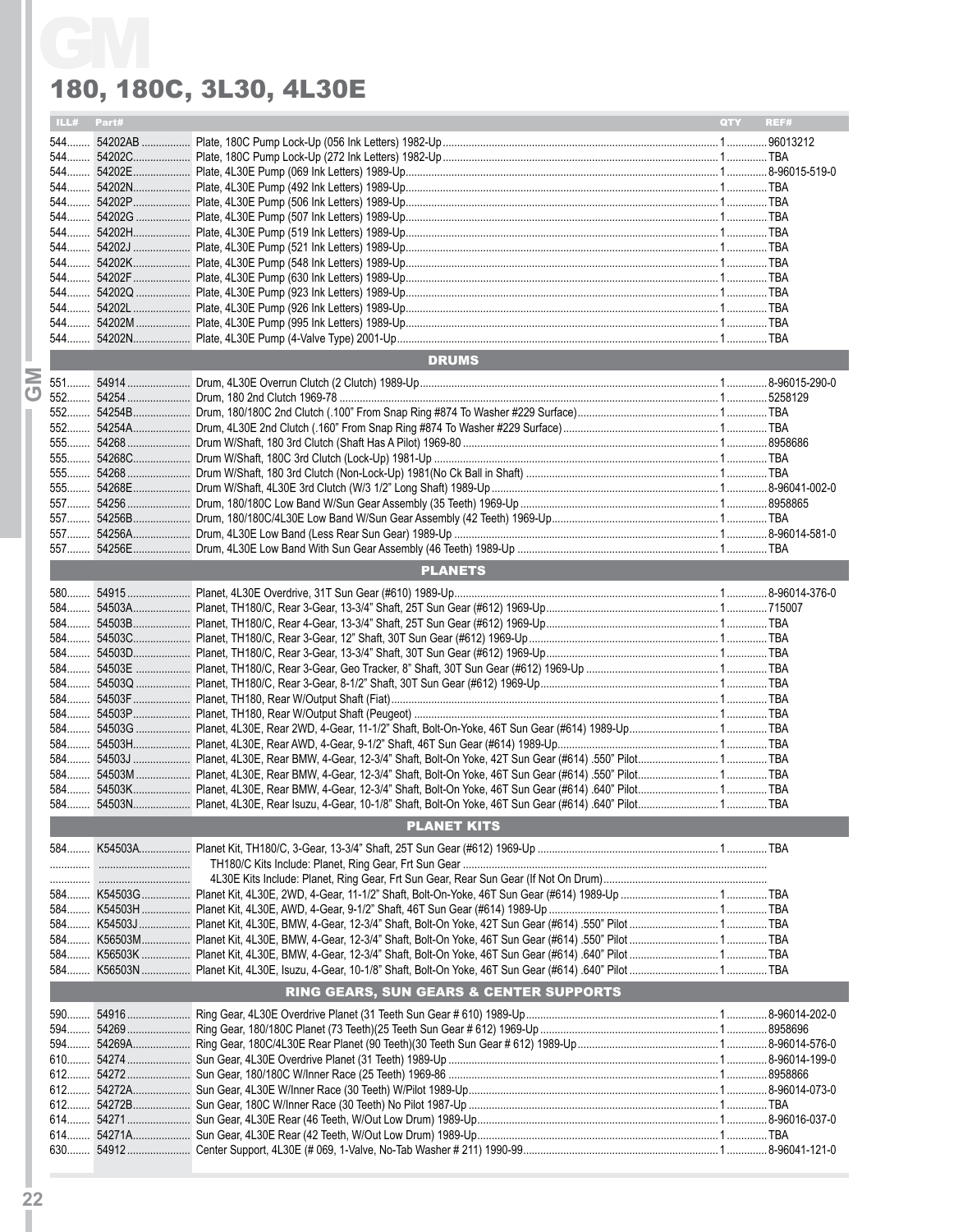# 180, 180C, 3L30, 4L30E

| ILL# | Part# | | QTY | REF# |
|---|---|---|---|---|
| 544 | 54202AB | Plate, 180C Pump Lock-Up (056 Ink Letters) 1982-Up | | 96013212 |
| 544 | 54202C | Plate, 180C Pump Lock-Up (272 Ink Letters) 1982-Up | 1 | TBA |
| 544 | 54202E | Plate, 4L30E Pump (069 Ink Letters) 1989-Up | 1 | 8-96015-519-0 |
| 544 | 54202N | Plate, 4L30E Pump (492 Ink Letters) 1989-Up | 1 | TBA |
| 544 | 54202P | Plate, 4L30E Pump (506 Ink Letters) 1989-Up | 1 | TBA |
| 544 | 54202G | Plate, 4L30E Pump (507 Ink Letters) 1989-Up | 1 | TBA |
| 544 | 54202H | Plate, 4L30E Pump (519 Ink Letters) 1989-Up | 1 | TBA |
| 544 | 54202J | Plate, 4L30E Pump (521 Ink Letters) 1989-Up | 1 | TBA |
| 544 | 54202K | Plate, 4L30E Pump (548 Ink Letters) 1989-Up | 1 | TBA |
| 544 | 54202F | Plate, 4L30E Pump (630 Ink Letters) 1989-Up | 1 | TBA |
| 544 | 54202Q | Plate, 4L30E Pump (923 Ink Letters) 1989-Up | 1 | TBA |
| 544 | 54202L | Plate, 4L30E Pump (926 Ink Letters) 1989-Up | 1 | TBA |
| 544 | 54202M | Plate, 4L30E Pump (995 Ink Letters) 1989-Up | 1 | TBA |
| 544 | 54202N | Plate, 4L30E Pump (4-Valve Type) 2001-Up | 1 | TBA |
| | | **DRUMS** | | |
| 551 | 54914 | Drum, 4L30E Overrun Clutch (2 Clutch) 1989-Up | 1 | 8-96015-290-0 |
| 552 | 54254 | Drum, 180 2nd Clutch 1969-78 | 1 | 5258129 |
| 552 | 54254B | Drum, 180/180C 2nd Clutch (.100" From Snap Ring #874 To Washer #229 Surface) | 1 | TBA |
| 552 | 54254A | Drum, 4L30E 2nd Clutch (.160" From Snap Ring #874 To Washer #229 Surface) | 1 | TBA |
| 555 | 54268 | Drum W/Shaft, 180 3rd Clutch (Shaft Has A Pilot) 1969-80 | 1 | 8958686 |
| 555 | 54268C | Drum W/Shaft, 180C 3rd Clutch (Lock-Up) 1981-Up | 1 | TBA |
| 555 | 54268 | Drum W/Shaft, 180 3rd Clutch (Non-Lock-Up) 1981(No Ck Ball in Shaft) | 1 | TBA |
| 555 | 54268E | Drum W/Shaft, 4L30E 3rd Clutch (W/3 1/2" Long Shaft) 1989-Up | 1 | 8-96041-002-0 |
| 557 | 54256 | Drum, 180/180C Low Band W/Sun Gear Assembly (35 Teeth) 1969-Up | 1 | 8958865 |
| 557 | 54256B | Drum, 180/180C/4L30E Low Band W/Sun Gear Assembly (42 Teeth) 1969-Up | 1 | TBA |
| 557 | 54256A | Drum, 4L30E Low Band (Less Rear Sun Gear) 1989-Up | 1 | 8-96014-581-0 |
| 557 | 54256E | Drum, 4L30E Low Band With Sun Gear Assembly (46 Teeth) 1989-Up | 1 | TBA |
| | | **PLANETS** | | |
| 580 | 54915 | Planet, 4L30E Overdrive, 31T Sun Gear (#610) 1989-Up | 1 | 8-96014-376-0 |
| 584 | 54503A | Planet, TH180/C, Rear 3-Gear, 13-3/4" Shaft, 25T Sun Gear (#612) 1969-Up | 1 | 715007 |
| 584 | 54503B | Planet, TH180/C, Rear 4-Gear, 13-3/4" Shaft, 25T Sun Gear (#612) 1969-Up | 1 | TBA |
| 584 | 54503C | Planet, TH180/C, Rear 3-Gear, 12" Shaft, 30T Sun Gear (#612) 1969-Up | 1 | TBA |
| 584 | 54503D | Planet, TH180/C, Rear 3-Gear, 13-3/4" Shaft, 30T Sun Gear (#612) 1969-Up | 1 | TBA |
| 584 | 54503E | Planet, TH180/C, Rear 3-Gear, Geo Tracker, 8" Shaft, 30T Sun Gear (#612) 1969-Up | 1 | TBA |
| 584 | 54503Q | Planet, TH180/C, Rear 3-Gear, 8-1/2" Shaft, 30T Sun Gear (#612) 1969-Up | 1 | TBA |
| 584 | 54503F | Planet, TH180, Rear W/Output Shaft (Fiat) | 1 | TBA |
| 584 | 54503P | Planet, TH180, Rear W/Output Shaft (Peugeot) | 1 | TBA |
| 584 | 54503G | Planet, 4L30E, Rear 2WD, 4-Gear, 11-1/2" Shaft, Bolt-On-Yoke, 46T Sun Gear (#614) 1989-Up | 1 | TBA |
| 584 | 54503H | Planet, 4L30E, Rear AWD, 4-Gear, 9-1/2" Shaft, 46T Sun Gear (#614) 1989-Up | 1 | TBA |
| 584 | 54503J | Planet, 4L30E, Rear BMW, 4-Gear, 12-3/4" Shaft, Bolt-On Yoke, 42T Sun Gear (#614) .550" Pilot | 1 | TBA |
| 584 | 54503M | Planet, 4L30E, Rear BMW, 4-Gear, 12-3/4" Shaft, Bolt-On Yoke, 46T Sun Gear (#614) .550" Pilot | 1 | TBA |
| 584 | 54503K | Planet, 4L30E, Rear BMW, 4-Gear, 12-3/4" Shaft, Bolt-On Yoke, 46T Sun Gear (#614) .640" Pilot | 1 | TBA |
| 584 | 54503N | Planet, 4L30E, Rear Isuzu, 4-Gear, 10-1/8" Shaft, Bolt-On Yoke, 46T Sun Gear (#614) .640" Pilot | 1 | TBA |
| | | **PLANET KITS** | | |
| 584 | K54503A | Planet Kit, TH180/C, 3-Gear, 13-3/4" Shaft, 25T Sun Gear (#612) 1969-Up | 1 | TBA |
| | | TH180/C Kits Include: Planet, Ring Gear, Frt Sun Gear | | |
| | | 4L30E Kits Include: Planet, Ring Gear, Frt Sun Gear, Rear Sun Gear (If Not On Drum) | | |
| 584 | K54503G | Planet Kit, 4L30E, 2WD, 4-Gear, 11-1/2" Shaft, Bolt-On-Yoke, 46T Sun Gear (#614) 1989-Up | 1 | TBA |
| 584 | K54503H | Planet Kit, 4L30E, AWD, 4-Gear, 9-1/2" Shaft, 46T Sun Gear (#614) 1989-Up | 1 | TBA |
| 584 | K54503J | Planet Kit, 4L30E, BMW, 4-Gear, 12-3/4" Shaft, Bolt-On Yoke, 42T Sun Gear (#614) .550" Pilot | 1 | TBA |
| 584 | K56503M | Planet Kit, 4L30E, BMW, 4-Gear, 12-3/4" Shaft, Bolt-On Yoke, 46T Sun Gear (#614) .550" Pilot | 1 | TBA |
| 584 | K56503K | Planet Kit, 4L30E, BMW, 4-Gear, 12-3/4" Shaft, Bolt-On Yoke, 46T Sun Gear (#614) .640" Pilot | 1 | TBA |
| 584 | K56503N | Planet Kit, 4L30E, Isuzu, 4-Gear, 10-1/8" Shaft, Bolt-On Yoke, 46T Sun Gear (#614) .640" Pilot | 1 | TBA |
| | | **RING GEARS, SUN GEARS & CENTER SUPPORTS** | | |
| 590 | 54916 | Ring Gear, 4L30E Overdrive Planet (31 Teeth Sun Gear # 610) 1989-Up | 1 | 8-96014-202-0 |
| 594 | 54269 | Ring Gear, 180/180C Planet (73 Teeth)(25 Teeth Sun Gear # 612) 1969-Up | 1 | 8958696 |
| 594 | 54269A | Ring Gear, 180C/4L30E Rear Planet (90 Teeth)(30 Teeth Sun Gear # 612) 1989-Up | 1 | 8-96014-576-0 |
| 610 | 54274 | Sun Gear, 4L30E Overdrive Planet (31 Teeth) 1989-Up | 1 | 8-96014-199-0 |
| 612 | 54272 | Sun Gear, 180/180C W/Inner Race (25 Teeth) 1969-86 | 1 | 8958866 |
| 612 | 54272A | Sun Gear, 4L30E W/Inner Race (30 Teeth) W/Pilot 1989-Up | 1 | 8-96014-073-0 |
| 612 | 54272B | Sun Gear, 180C W/Inner Race (30 Teeth) No Pilot 1987-Up | 1 | TBA |
| 614 | 54271 | Sun Gear, 4L30E Rear (46 Teeth, W/Out Low Drum) 1989-Up | 1 | 8-96016-037-0 |
| 614 | 54271A | Sun Gear, 4L30E Rear (42 Teeth, W/Out Low Drum) 1989-Up | 1 | TBA |
| 630 | 54912 | Center Support, 4L30E (# 069, 1-Valve, No-Tab Washer # 211) 1990-99 | 1 | 8-96041-121-0 |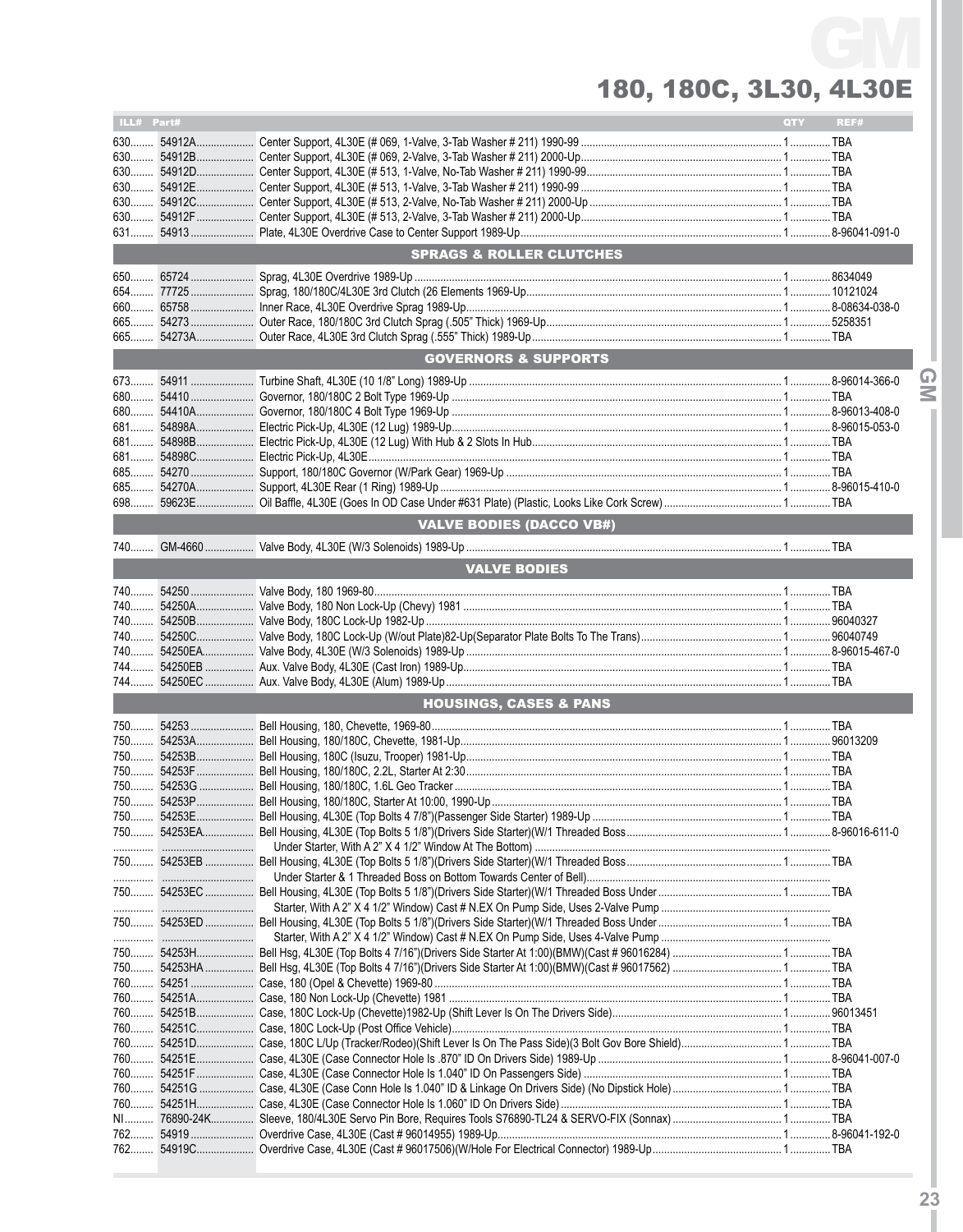# 180, 180C, 3L30, 4L30E

| ILL# | Part# | | QTY | REF# |
|---|---|---|---|---|
| 630 | 54912A | Center Support, 4L30E (# 069, 1-Valve, 3-Tab Washer # 211) 1990-99 | 1 | TBA |
| 630 | 54912B | Center Support, 4L30E (# 069, 2-Valve, 3-Tab Washer # 211) 2000-Up | 1 | TBA |
| 630 | 54912D | Center Support, 4L30E (# 513, 1-Valve, No-Tab Washer # 211) 1990-99 | 1 | TBA |
| 630 | 54912E | Center Support, 4L30E (# 513, 1-Valve, 3-Tab Washer # 211) 1990-99 | 1 | TBA |
| 630 | 54912C | Center Support, 4L30E (# 513, 2-Valve, No-Tab Washer # 211) 2000-Up | 1 | TBA |
| 630 | 54912F | Center Support, 4L30E (# 513, 2-Valve, 3-Tab Washer # 211) 2000-Up | 1 | TBA |
| 631 | 54913 | Plate, 4L30E Overdrive Case to Center Support 1989-Up | 1 | 8-96041-091-0 |
| | | **SPRAGS & ROLLER CLUTCHES** | | |
| 650 | 65724 | Sprag, 4L30E Overdrive 1989-Up | 1 | 8634049 |
| 654 | 77725 | Sprag, 180/180C/4L30E 3rd Clutch (26 Elements 1969-Up | 1 | 10121024 |
| 660 | 65758 | Inner Race, 4L30E Overdrive Sprag 1989-Up | 1 | 8-08634-038-0 |
| 665 | 54273 | Outer Race, 180/180C 3rd Clutch Sprag (.505" Thick) 1969-Up | 1 | 5258351 |
| 665 | 54273A | Outer Race, 4L30E 3rd Clutch Sprag (.555" Thick) 1989-Up | 1 | TBA |
| | | **GOVERNORS & SUPPORTS** | | |
| 673 | 54911 | Turbine Shaft, 4L30E (10 1/8" Long) 1989-Up | 1 | 8-96014-366-0 |
| 680 | 54410 | Governor, 180/180C 2 Bolt Type 1969-Up | 1 | TBA |
| 680 | 54410A | Governor, 180/180C 4 Bolt Type 1969-Up | 1 | 8-96013-408-0 |
| 681 | 54898A | Electric Pick-Up, 4L30E (12 Lug) 1989-Up | 1 | 8-96015-053-0 |
| 681 | 54898B | Electric Pick-Up, 4L30E (12 Lug) With Hub & 2 Slots In Hub | 1 | TBA |
| 681 | 54898C | Electric Pick-Up, 4L30E | 1 | TBA |
| 685 | 54270 | Support, 180/180C Governor (W/Park Gear) 1969-Up | 1 | TBA |
| 685 | 54270A | Support, 4L30E Rear (1 Ring) 1989-Up | 1 | 8-96015-410-0 |
| 698 | 59623E | Oil Baffle, 4L30E (Goes In OD Case Under #631 Plate) (Plastic, Looks Like Cork Screw) | 1 | TBA |
| | | **VALVE BODIES (DACCO VB#)** | | |
| 740 | GM-4660 | Valve Body, 4L30E (W/3 Solenoids) 1989-Up | 1 | TBA |
| | | **VALVE BODIES** | | |
| 740 | 54250 | Valve Body, 180 1969-80 | 1 | TBA |
| 740 | 54250A | Valve Body, 180 Non Lock-Up (Chevy) 1981 | 1 | TBA |
| 740 | 54250B | Valve Body, 180C Lock-Up 1982-Up | 1 | 96040327 |
| 740 | 54250C | Valve Body, 180C Lock-Up (W/out Plate)82-Up(Separator Plate Bolts To The Trans) | 1 | 96040749 |
| 740 | 54250EA | Valve Body, 4L30E (W/3 Solenoids) 1989-Up | 1 | 8-96015-467-0 |
| 744 | 54250EB | Aux. Valve Body, 4L30E (Cast Iron) 1989-Up | 1 | TBA |
| 744 | 54250EC | Aux. Valve Body, 4L30E (Alum) 1989-Up | 1 | TBA |
| | | **HOUSINGS, CASES & PANS** | | |
| 750 | 54253 | Bell Housing, 180, Chevette, 1969-80 | 1 | TBA |
| 750 | 54253A | Bell Housing, 180/180C, Chevette, 1981-Up | 1 | 96013209 |
| 750 | 54253B | Bell Housing, 180C (Isuzu, Trooper) 1981-Up | 1 | TBA |
| 750 | 54253F | Bell Housing, 180/180C, 2.2L, Starter At 2:30 | 1 | TBA |
| 750 | 54253G | Bell Housing, 180/180C, 1.6L Geo Tracker | 1 | TBA |
| 750 | 54253P | Bell Housing, 180/180C, Starter At 10:00, 1990-Up | 1 | TBA |
| 750 | 54253E | Bell Housing, 4L30E (Top Bolts 4 7/8")(Passenger Side Starter) 1989-Up | 1 | TBA |
| 750 | 54253EA | Bell Housing, 4L30E (Top Bolts 5 1/8")(Drivers Side Starter)(W/1 Threaded Boss Under Starter, With A 2" X 4 1/2" Window At The Bottom) | 1 | 8-96016-611-0 |
| 750 | 54253EB | Bell Housing, 4L30E (Top Bolts 5 1/8")(Drivers Side Starter)(W/1 Threaded Boss Under Starter & 1 Threaded Boss on Bottom Towards Center of Bell) | 1 | TBA |
| 750 | 54253EC | Bell Housing, 4L30E (Top Bolts 5 1/8")(Drivers Side Starter)(W/1 Threaded Boss Under Starter, With A 2" X 4 1/2" Window) Cast # N.EX On Pump Side, Uses 2-Valve Pump | 1 | TBA |
| 750 | 54253ED | Bell Housing, 4L30E (Top Bolts 5 1/8")(Drivers Side Starter)(W/1 Threaded Boss Under Starter, With A 2" X 4 1/2" Window) Cast # N.EX On Pump Side, Uses 4-Valve Pump | 1 | TBA |
| 750 | 54253H | Bell Hsg, 4L30E (Top Bolts 4 7/16")(Drivers Side Starter At 1:00)(BMW)(Cast # 96016284) | 1 | TBA |
| 750 | 54253HA | Bell Hsg, 4L30E (Top Bolts 4 7/16")(Drivers Side Starter At 1:00)(BMW)(Cast # 96017562) | 1 | TBA |
| 760 | 54251 | Case, 180 (Opel & Chevette) 1969-80 | 1 | TBA |
| 760 | 54251A | Case, 180 Non Lock-Up (Chevette) 1981 | 1 | TBA |
| 760 | 54251B | Case, 180C Lock-Up (Chevette)1982-Up (Shift Lever Is On The Drivers Side) | 1 | 96013451 |
| 760 | 54251C | Case, 180C Lock-Up (Post Office Vehicle) | 1 | TBA |
| 760 | 54251D | Case, 180C L/Up (Tracker/Rodeo)(Shift Lever Is On The Pass Side)(3 Bolt Gov Bore Shield) | 1 | TBA |
| 760 | 54251E | Case, 4L30E (Case Connector Hole Is .870" ID On Drivers Side) 1989-Up | 1 | 8-96041-007-0 |
| 760 | 54251F | Case, 4L30E (Case Connector Hole Is 1.040" ID On Passengers Side) | 1 | TBA |
| 760 | 54251G | Case, 4L30E (Case Conn Hole Is 1.040" ID & Linkage On Drivers Side) (No Dipstick Hole) | 1 | TBA |
| 760 | 54251H | Case, 4L30E (Case Connector Hole Is 1.060" ID On Drivers Side) | 1 | TBA |
| NI | 76890-24K | Sleeve, 180/4L30E Servo Pin Bore, Requires Tools S76890-TL24 & SERVO-FIX (Sonnax) | 1 | TBA |
| 762 | 54919 | Overdrive Case, 4L30E (Cast # 96014955) 1989-Up | 1 | 8-96041-192-0 |
| 762 | 54919C | Overdrive Case, 4L30E (Cast # 96017506)(W/Hole For Electrical Connector) 1989-Up | 1 | TBA |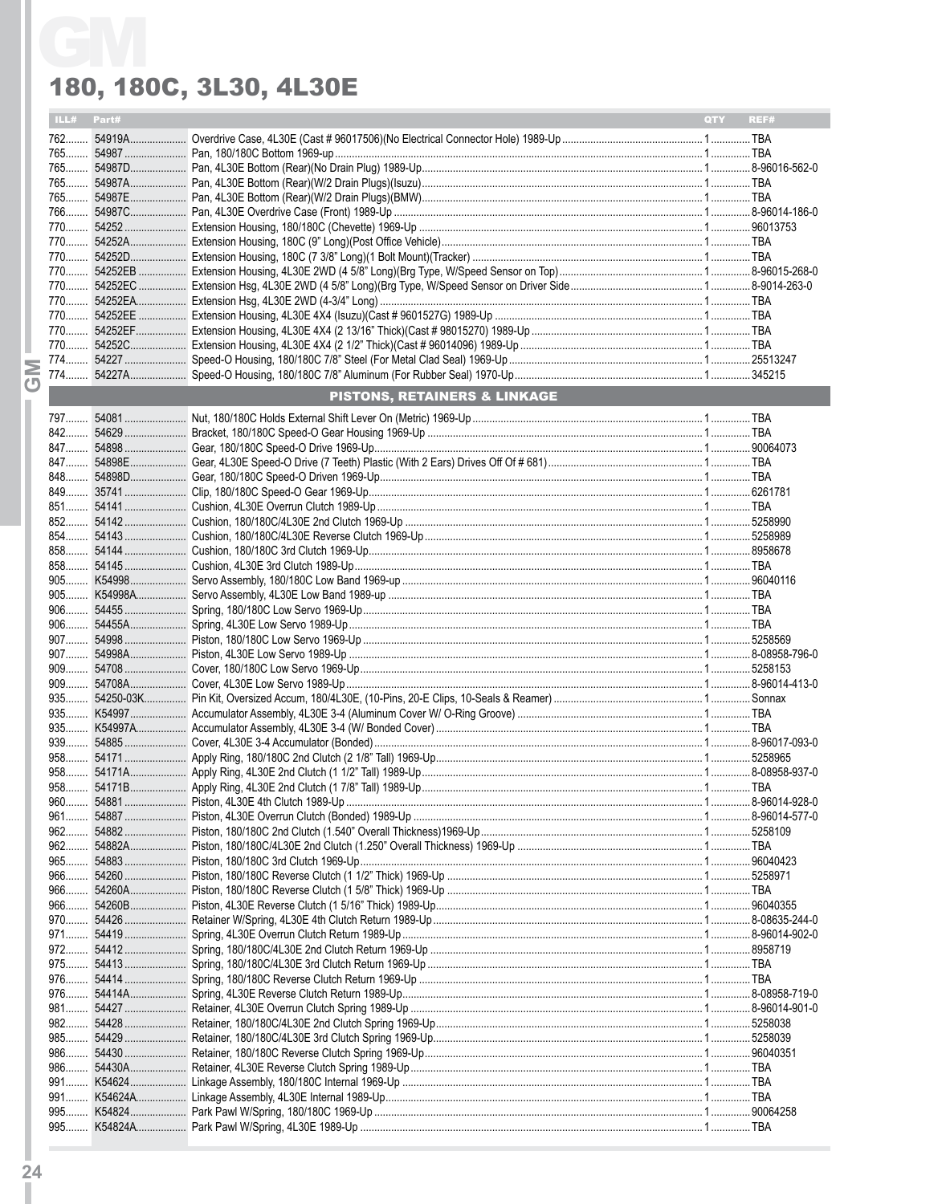# GM

## 180, 180C, 3L30, 4L30E

| ILL# | Part# | | QTY | REF# |
|---|---|---|---|---|
| 762 | 54919A | Overdrive Case, 4L30E (Cast # 96017506)(No Electrical Connector Hole) 1989-Up | 1 | TBA |
| 765 | 54987 | Pan, 180/180C Bottom 1969-up | 1 | TBA |
| 765 | 54987D | Pan, 4L30E Bottom (Rear)(No Drain Plug) 1989-Up | 1 | 8-96016-562-0 |
| 765 | 54987A | Pan, 4L30E Bottom (Rear)(W/2 Drain Plugs)(Isuzu) | 1 | TBA |
| 765 | 54987E | Pan, 4L30E Bottom (Rear)(W/2 Drain Plugs)(BMW) | 1 | TBA |
| 766 | 54987C | Pan, 4L30E Overdrive Case (Front) 1989-Up | 1 | 8-96014-186-0 |
| 770 | 54252 | Extension Housing, 180/180C (Chevette) 1969-Up | 1 | 96013753 |
| 770 | 54252A | Extension Housing, 180C (9" Long)(Post Office Vehicle) | 1 | TBA |
| 770 | 54252D | Extension Housing, 180C (7 3/8" Long)(1 Bolt Mount)(Tracker) | 1 | TBA |
| 770 | 54252EB | Extension Housing, 4L30E 2WD (4 5/8" Long)(Brg Type, W/Speed Sensor on Top) | 1 | 8-96015-268-0 |
| 770 | 54252EC | Extension Hsg, 4L30E 2WD (4 5/8" Long)(Brg Type, W/Speed Sensor on Driver Side | 1 | 8-9014-263-0 |
| 770 | 54252EA | Extension Hsg, 4L30E 2WD (4-3/4" Long) | 1 | TBA |
| 770 | 54252EE | Extension Housing, 4L30E 4X4 (Isuzu)(Cast # 9601527G) 1989-Up | 1 | TBA |
| 770 | 54252EF | Extension Housing, 4L30E 4X4 (2 13/16" Thick)(Cast # 98015270) 1989-Up | 1 | TBA |
| 770 | 54252C | Extension Housing, 4L30E 4X4 (2 1/2" Thick)(Cast # 96014096) 1989-Up | 1 | TBA |
| 774 | 54227 | Speed-O Housing, 180/180C 7/8" Steel (For Metal Clad Seal) 1969-Up | 1 | 25513247 |
| 774 | 54227A | Speed-O Housing, 180/180C 7/8" Aluminum (For Rubber Seal) 1970-Up | 1 | 345215 |
| | | **PISTONS, RETAINERS & LINKAGE** | | |
| 797 | 54081 | Nut, 180/180C Holds External Shift Lever On (Metric) 1969-Up | 1 | TBA |
| 842 | 54629 | Bracket, 180/180C Speed-O Gear Housing 1969-Up | 1 | TBA |
| 847 | 54898 | Gear, 180/180C Speed-O Drive 1969-Up | 1 | 90064073 |
| 847 | 54898E | Gear, 4L30E Speed-O Drive (7 Teeth) Plastic (With 2 Ears) Drives Off Of # 681) | 1 | TBA |
| 848 | 54898D | Gear, 180/180C Speed-O Driven 1969-Up | 1 | TBA |
| 849 | 35741 | Clip, 180/180C Speed-O Gear 1969-Up | 1 | 6261781 |
| 851 | 54141 | Cushion, 4L30E Overrun Clutch 1989-Up | 1 | TBA |
| 852 | 54142 | Cushion, 180/180C/4L30E 2nd Clutch 1969-Up | 1 | 5258990 |
| 854 | 54143 | Cushion, 180/180C/4L30E Reverse Clutch 1969-Up | 1 | 5258989 |
| 858 | 54144 | Cushion, 180/180C 3rd Clutch 1969-Up | 1 | 8958678 |
| 858 | 54145 | Cushion, 4L30E 3rd Clutch 1989-Up | 1 | TBA |
| 905 | K54998 | Servo Assembly, 180/180C Low Band 1969-up | 1 | 96040116 |
| 905 | K54998A | Servo Assembly, 4L30E Low Band 1989-up | 1 | TBA |
| 906 | 54455 | Spring, 180/180C Low Servo 1969-Up | 1 | TBA |
| 906 | 54455A | Spring, 4L30E Low Servo 1989-Up | 1 | TBA |
| 907 | 54998 | Piston, 180/180C Low Servo 1969-Up | 1 | 5258569 |
| 907 | 54998A | Piston, 4L30E Low Servo 1989-Up | 1 | 8-08958-796-0 |
| 909 | 54708 | Cover, 180/180C Low Servo 1969-Up | 1 | 5258153 |
| 909 | 54708A | Cover, 4L30E Low Servo 1989-Up | 1 | 8-96014-413-0 |
| 935 | 54250-03K | Pin Kit, Oversized Accum, 180/4L30E, (10-Pins, 20-E Clips, 10-Seals & Reamer) | 1 | Sonnax |
| 935 | K54997 | Accumulator Assembly, 4L30E 3-4 (Aluminum Cover W/ O-Ring Groove) | 1 | TBA |
| 935 | K54997A | Accumulator Assembly, 4L30E 3-4 (W/ Bonded Cover) | 1 | TBA |
| 939 | 54885 | Cover, 4L30E 3-4 Accumulator (Bonded) | 1 | 8-96017-093-0 |
| 958 | 54171 | Apply Ring, 180/180C 2nd Clutch (2 1/8" Tall) 1969-Up | 1 | 5258965 |
| 958 | 54171A | Apply Ring, 4L30E 2nd Clutch (1 1/2" Tall) 1989-Up | 1 | 8-08958-937-0 |
| 958 | 54171B | Apply Ring, 4L30E 2nd Clutch (1 7/8" Tall) 1989-Up | 1 | TBA |
| 960 | 54881 | Piston, 4L30E 4th Clutch 1989-Up | 1 | 8-96014-928-0 |
| 961 | 54887 | Piston, 4L30E Overrun Clutch (Bonded) 1989-Up | 1 | 8-96014-577-0 |
| 962 | 54882 | Piston, 180/180C 2nd Clutch (1.540" Overall Thickness)1969-Up | 1 | 5258109 |
| 962 | 54882A | Piston, 180/180C/4L30E 2nd Clutch (1.250" Overall Thickness) 1969-Up | 1 | TBA |
| 965 | 54883 | Piston, 180/180C 3rd Clutch 1969-Up | 1 | 96040423 |
| 966 | 54260 | Piston, 180/180C Reverse Clutch (1 1/2" Thick) 1969-Up | 1 | 5258971 |
| 966 | 54260A | Piston, 180/180C Reverse Clutch (1 5/8" Thick) 1969-Up | 1 | TBA |
| 966 | 54260B | Piston, 4L30E Reverse Clutch (1 5/16" Thick) 1989-Up | 1 | 96040355 |
| 970 | 54426 | Retainer W/Spring, 4L30E 4th Clutch Return 1989-Up | 1 | 8-08635-244-0 |
| 971 | 54419 | Spring, 4L30E Overrun Clutch Return 1989-Up | 1 | 8-96014-902-0 |
| 972 | 54412 | Spring, 180/180C/4L30E 2nd Clutch Return 1969-Up | 1 | 8958719 |
| 975 | 54413 | Spring, 180/180C/4L30E 3rd Clutch Return 1969-Up | 1 | TBA |
| 976 | 54414 | Spring, 180/180C Reverse Clutch Return 1969-Up | 1 | TBA |
| 976 | 54414A | Spring, 4L30E Reverse Clutch Return 1989-Up | 1 | 8-08958-719-0 |
| 981 | 54427 | Retainer, 4L30E Overrun Clutch Spring 1989-Up | 1 | 8-96014-901-0 |
| 982 | 54428 | Retainer, 180/180C/4L30E 2nd Clutch Spring 1969-Up | 1 | 5258038 |
| 985 | 54429 | Retainer, 180/180C/4L30E 3rd Clutch Spring 1969-Up | 1 | 5258039 |
| 986 | 54430 | Retainer, 180/180C Reverse Clutch Spring 1969-Up | 1 | 96040351 |
| 986 | 54430A | Retainer, 4L30E Reverse Clutch Spring 1989-Up | 1 | TBA |
| 991 | K54624 | Linkage Assembly, 180/180C Internal 1969-Up | 1 | TBA |
| 991 | K54624A | Linkage Assembly, 4L30E Internal 1989-Up | 1 | TBA |
| 995 | K54824 | Park Pawl W/Spring, 180/180C 1969-Up | 1 | 90064258 |
| 995 | K54824A | Park Pawl W/Spring, 4L30E 1989-Up | 1 | TBA |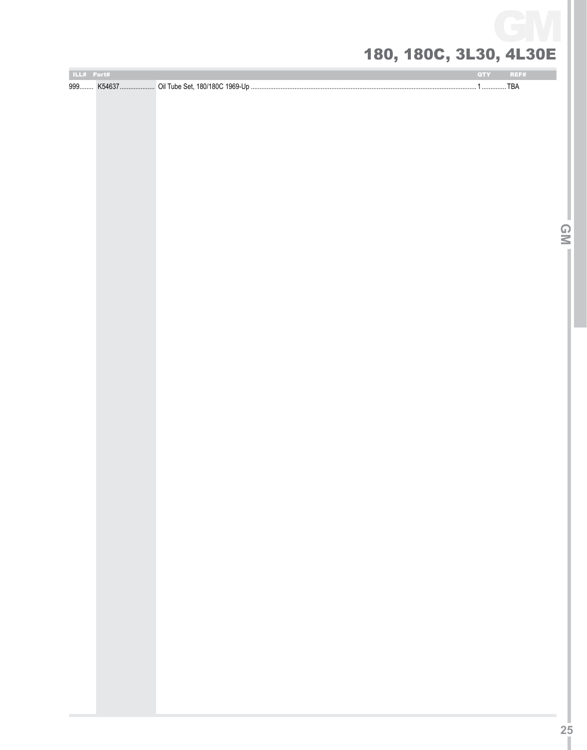# 180, 180C, 3L30, 4L30E

| ILL# | Part# | | QTY | REF# |
|---|---|---|---|---|
| 999 | K54637 | Oil Tube Set, 180/180C 1969-Up | 1 | TBA |